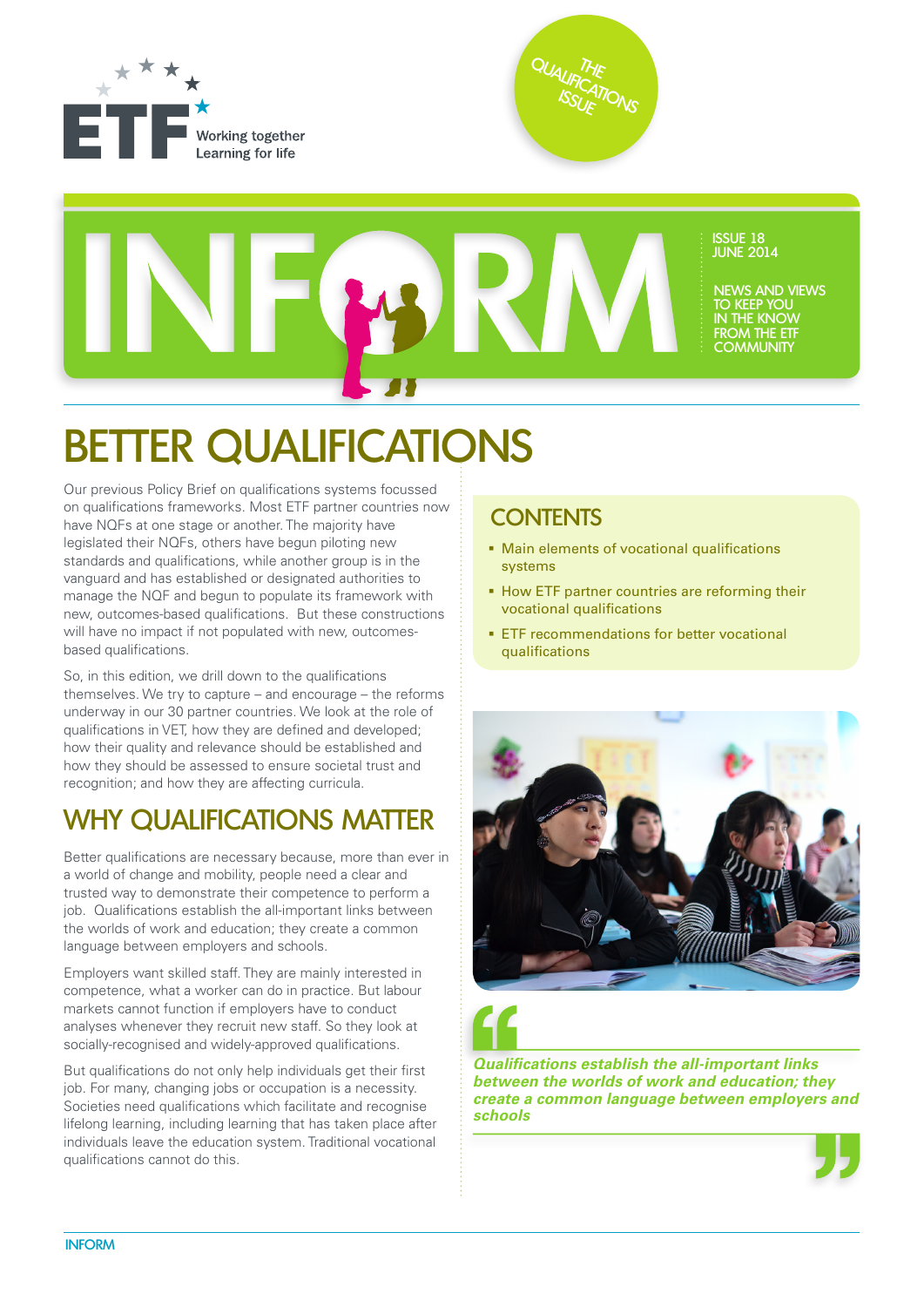ETF Working together Learning for life

THE QUALIFICATIONS ISSUE

# INFORM

ISSUE 18
JUNE 2014

NEWS AND VIEWS TO KEEP YOU IN THE KNOW FROM THE ETF COMMUNITY

# BETTER QUALIFICATIONS

Our previous Policy Brief on qualifications systems focussed on qualifications frameworks. Most ETF partner countries now have NQFs at one stage or another. The majority have legislated their NQFs, others have begun piloting new standards and qualifications, while another group is in the vanguard and has established or designated authorities to manage the NQF and begun to populate its framework with new, outcomes-based qualifications. But these constructions will have no impact if not populated with new, outcomes-based qualifications.

So, in this edition, we drill down to the qualifications themselves. We try to capture – and encourage – the reforms underway in our 30 partner countries. We look at the role of qualifications in VET, how they are defined and developed; how their quality and relevance should be established and how they should be assessed to ensure societal trust and recognition; and how they are affecting curricula.

## WHY QUALIFICATIONS MATTER

Better qualifications are necessary because, more than ever in a world of change and mobility, people need a clear and trusted way to demonstrate their competence to perform a job. Qualifications establish the all-important links between the worlds of work and education; they create a common language between employers and schools.

Employers want skilled staff. They are mainly interested in competence, what a worker can do in practice. But labour markets cannot function if employers have to conduct analyses whenever they recruit new staff. So they look at socially-recognised and widely-approved qualifications.

But qualifications do not only help individuals get their first job. For many, changing jobs or occupation is a necessity. Societies need qualifications which facilitate and recognise lifelong learning, including learning that has taken place after individuals leave the education system. Traditional vocational qualifications cannot do this.

## CONTENTS

- Main elements of vocational qualifications systems
- How ETF partner countries are reforming their vocational qualifications
- ETF recommendations for better vocational qualifications

> ***Qualifications establish the all-important links between the worlds of work and education; they create a common language between employers and schools***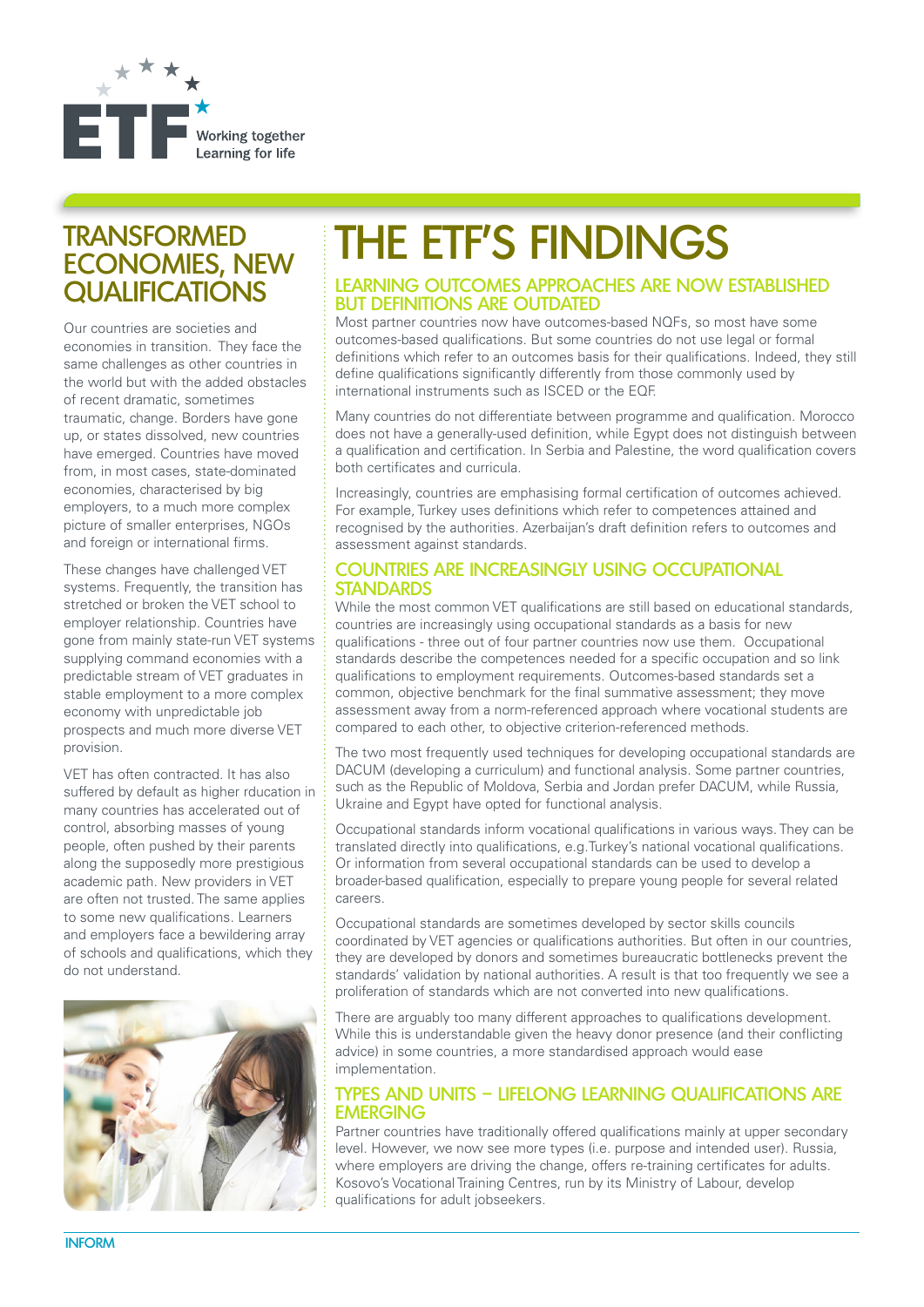## TRANSFORMED ECONOMIES, NEW QUALIFICATIONS

Our countries are societies and economies in transition. They face the same challenges as other countries in the world but with the added obstacles of recent dramatic, sometimes traumatic, change. Borders have gone up, or states dissolved, new countries have emerged. Countries have moved from, in most cases, state-dominated economies, characterised by big employers, to a much more complex picture of smaller enterprises, NGOs and foreign or international firms.

These changes have challenged VET systems. Frequently, the transition has stretched or broken the VET school to employer relationship. Countries have gone from mainly state-run VET systems supplying command economies with a predictable stream of VET graduates in stable employment to a more complex economy with unpredictable job prospects and much more diverse VET provision.

VET has often contracted. It has also suffered by default as higher rducation in many countries has accelerated out of control, absorbing masses of young people, often pushed by their parents along the supposedly more prestigious academic path. New providers in VET are often not trusted. The same applies to some new qualifications. Learners and employers face a bewildering array of schools and qualifications, which they do not understand.

# THE ETF'S FINDINGS

### LEARNING OUTCOMES APPROACHES ARE NOW ESTABLISHED BUT DEFINITIONS ARE OUTDATED

Most partner countries now have outcomes-based NQFs, so most have some outcomes-based qualifications. But some countries do not use legal or formal definitions which refer to an outcomes basis for their qualifications. Indeed, they still define qualifications significantly differently from those commonly used by international instruments such as ISCED or the EQF.

Many countries do not differentiate between programme and qualification. Morocco does not have a generally-used definition, while Egypt does not distinguish between a qualification and certification. In Serbia and Palestine, the word qualification covers both certificates and curricula.

Increasingly, countries are emphasising formal certification of outcomes achieved. For example, Turkey uses definitions which refer to competences attained and recognised by the authorities. Azerbaijan's draft definition refers to outcomes and assessment against standards.

### COUNTRIES ARE INCREASINGLY USING OCCUPATIONAL STANDARDS

While the most common VET qualifications are still based on educational standards, countries are increasingly using occupational standards as a basis for new qualifications - three out of four partner countries now use them. Occupational standards describe the competences needed for a specific occupation and so link qualifications to employment requirements. Outcomes-based standards set a common, objective benchmark for the final summative assessment; they move assessment away from a norm-referenced approach where vocational students are compared to each other, to objective criterion-referenced methods.

The two most frequently used techniques for developing occupational standards are DACUM (developing a curriculum) and functional analysis. Some partner countries, such as the Republic of Moldova, Serbia and Jordan prefer DACUM, while Russia, Ukraine and Egypt have opted for functional analysis.

Occupational standards inform vocational qualifications in various ways. They can be translated directly into qualifications, e.g. Turkey's national vocational qualifications. Or information from several occupational standards can be used to develop a broader-based qualification, especially to prepare young people for several related careers.

Occupational standards are sometimes developed by sector skills councils coordinated by VET agencies or qualifications authorities. But often in our countries, they are developed by donors and sometimes bureaucratic bottlenecks prevent the standards' validation by national authorities. A result is that too frequently we see a proliferation of standards which are not converted into new qualifications.

There are arguably too many different approaches to qualifications development. While this is understandable given the heavy donor presence (and their conflicting advice) in some countries, a more standardised approach would ease implementation.

### TYPES AND UNITS – LIFELONG LEARNING QUALIFICATIONS ARE EMERGING

Partner countries have traditionally offered qualifications mainly at upper secondary level. However, we now see more types (i.e. purpose and intended user). Russia, where employers are driving the change, offers re-training certificates for adults. Kosovo's Vocational Training Centres, run by its Ministry of Labour, develop qualifications for adult jobseekers.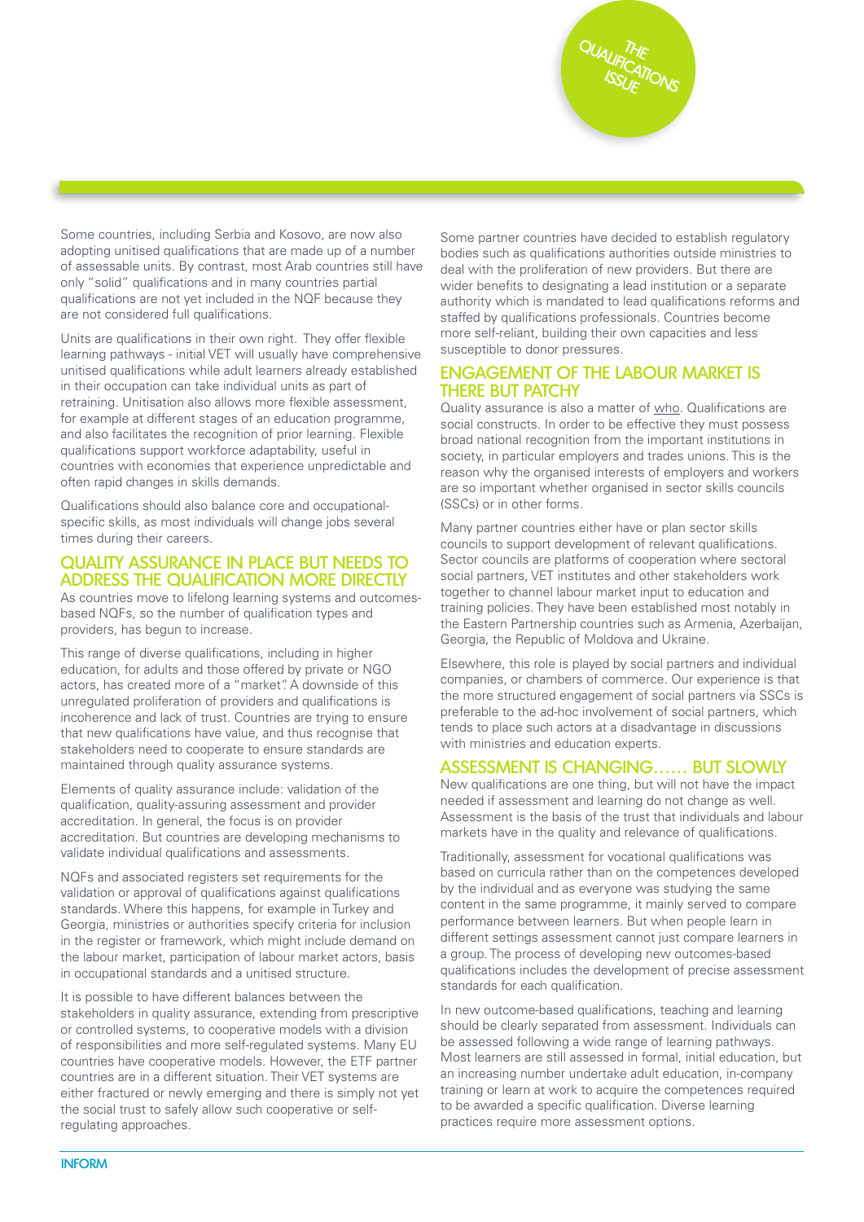Some countries, including Serbia and Kosovo, are now also adopting unitised qualifications that are made up of a number of assessable units. By contrast, most Arab countries still have only "solid" qualifications and in many countries partial qualifications are not yet included in the NQF because they are not considered full qualifications.

Units are qualifications in their own right. They offer flexible learning pathways - initial VET will usually have comprehensive unitised qualifications while adult learners already established in their occupation can take individual units as part of retraining. Unitisation also allows more flexible assessment, for example at different stages of an education programme, and also facilitates the recognition of prior learning. Flexible qualifications support workforce adaptability, useful in countries with economies that experience unpredictable and often rapid changes in skills demands.

Qualifications should also balance core and occupational-specific skills, as most individuals will change jobs several times during their careers.

## QUALITY ASSURANCE IN PLACE BUT NEEDS TO ADDRESS THE QUALIFICATION MORE DIRECTLY

As countries move to lifelong learning systems and outcomes-based NQFs, so the number of qualification types and providers, has begun to increase.

This range of diverse qualifications, including in higher education, for adults and those offered by private or NGO actors, has created more of a "market". A downside of this unregulated proliferation of providers and qualifications is incoherence and lack of trust. Countries are trying to ensure that new qualifications have value, and thus recognise that stakeholders need to cooperate to ensure standards are maintained through quality assurance systems.

Elements of quality assurance include: validation of the qualification, quality-assuring assessment and provider accreditation. In general, the focus is on provider accreditation. But countries are developing mechanisms to validate individual qualifications and assessments.

NQFs and associated registers set requirements for the validation or approval of qualifications against qualifications standards. Where this happens, for example in Turkey and Georgia, ministries or authorities specify criteria for inclusion in the register or framework, which might include demand on the labour market, participation of labour market actors, basis in occupational standards and a unitised structure.

It is possible to have different balances between the stakeholders in quality assurance, extending from prescriptive or controlled systems, to cooperative models with a division of responsibilities and more self-regulated systems. Many EU countries have cooperative models. However, the ETF partner countries are in a different situation. Their VET systems are either fractured or newly emerging and there is simply not yet the social trust to safely allow such cooperative or self-regulating approaches.

Some partner countries have decided to establish regulatory bodies such as qualifications authorities outside ministries to deal with the proliferation of new providers. But there are wider benefits to designating a lead institution or a separate authority which is mandated to lead qualifications reforms and staffed by qualifications professionals. Countries become more self-reliant, building their own capacities and less susceptible to donor pressures.

## ENGAGEMENT OF THE LABOUR MARKET IS THERE BUT PATCHY

Quality assurance is also a matter of who. Qualifications are social constructs. In order to be effective they must possess broad national recognition from the important institutions in society, in particular employers and trades unions. This is the reason why the organised interests of employers and workers are so important whether organised in sector skills councils (SSCs) or in other forms.

Many partner countries either have or plan sector skills councils to support development of relevant qualifications. Sector councils are platforms of cooperation where sectoral social partners, VET institutes and other stakeholders work together to channel labour market input to education and training policies. They have been established most notably in the Eastern Partnership countries such as Armenia, Azerbaijan, Georgia, the Republic of Moldova and Ukraine.

Elsewhere, this role is played by social partners and individual companies, or chambers of commerce. Our experience is that the more structured engagement of social partners via SSCs is preferable to the ad-hoc involvement of social partners, which tends to place such actors at a disadvantage in discussions with ministries and education experts.

## ASSESSMENT IS CHANGING...... BUT SLOWLY

New qualifications are one thing, but will not have the impact needed if assessment and learning do not change as well. Assessment is the basis of the trust that individuals and labour markets have in the quality and relevance of qualifications.

Traditionally, assessment for vocational qualifications was based on curricula rather than on the competences developed by the individual and as everyone was studying the same content in the same programme, it mainly served to compare performance between learners. But when people learn in different settings assessment cannot just compare learners in a group. The process of developing new outcomes-based qualifications includes the development of precise assessment standards for each qualification.

In new outcome-based qualifications, teaching and learning should be clearly separated from assessment. Individuals can be assessed following a wide range of learning pathways. Most learners are still assessed in formal, initial education, but an increasing number undertake adult education, in-company training or learn at work to acquire the competences required to be awarded a specific qualification. Diverse learning practices require more assessment options.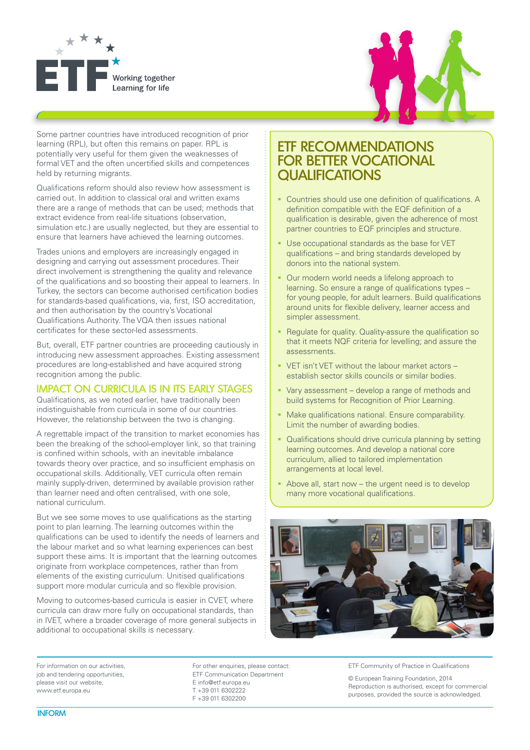Some partner countries have introduced recognition of prior learning (RPL), but often this remains on paper. RPL is potentially very useful for them given the weaknesses of formal VET and the often uncertified skills and competences held by returning migrants.

Qualifications reform should also review how assessment is carried out. In addition to classical oral and written exams there are a range of methods that can be used; methods that extract evidence from real-life situations (observation, simulation etc.) are usually neglected, but they are essential to ensure that learners have achieved the learning outcomes.

Trades unions and employers are increasingly engaged in designing and carrying out assessment procedures. Their direct involvement is strengthening the quality and relevance of the qualifications and so boosting their appeal to learners. In Turkey, the sectors can become authorised certification bodies for standards-based qualifications, via, first, ISO accreditation, and then authorisation by the country's Vocational Qualifications Authority. The VQA then issues national certificates for these sector-led assessments.

But, overall, ETF partner countries are proceeding cautiously in introducing new assessment approaches. Existing assessment procedures are long-established and have acquired strong recognition among the public.

## IMPACT ON CURRICULA IS IN ITS EARLY STAGES

Qualifications, as we noted earlier, have traditionally been indistinguishable from curricula in some of our countries. However, the relationship between the two is changing.

A regrettable impact of the transition to market economies has been the breaking of the school-employer link, so that training is confined within schools, with an inevitable imbalance towards theory over practice, and so insufficient emphasis on occupational skills. Additionally, VET curricula often remain mainly supply-driven, determined by available provision rather than learner need and often centralised, with one sole, national curriculum.

But we see some moves to use qualifications as the starting point to plan learning. The learning outcomes within the qualifications can be used to identify the needs of learners and the labour market and so what learning experiences can best support these aims. It is important that the learning outcomes originate from workplace competences, rather than from elements of the existing curriculum. Unitised qualifications support more modular curricula and so flexible provision.

Moving to outcomes-based curricula is easier in CVET, where curricula can draw more fully on occupational standards, than in IVET, where a broader coverage of more general subjects in additional to occupational skills is necessary.

## ETF RECOMMENDATIONS FOR BETTER VOCATIONAL QUALIFICATIONS

- Countries should use one definition of qualifications. A definition compatible with the EQF definition of a qualification is desirable, given the adherence of most partner countries to EQF principles and structure.
- Use occupational standards as the base for VET qualifications – and bring standards developed by donors into the national system.
- Our modern world needs a lifelong approach to learning. So ensure a range of qualifications types – for young people, for adult learners. Build qualifications around units for flexible delivery, learner access and simpler assessment.
- Regulate for quality. Quality-assure the qualification so that it meets NQF criteria for levelling; and assure the assessments.
- VET isn't VET without the labour market actors – establish sector skills councils or similar bodies.
- Vary assessment – develop a range of methods and build systems for Recognition of Prior Learning.
- Make qualifications national. Ensure comparability. Limit the number of awarding bodies.
- Qualifications should drive curricula planning by setting learning outcomes. And develop a national core curriculum, allied to tailored implementation arrangements at local level.
- Above all, start now – the urgent need is to develop many more vocational qualifications.

For information on our activities, job and tendering opportunities, please visit our website, www.etf.europa.eu

For other enquiries, please contact:
ETF Communication Department
E info@etf.europa.eu
T +39 011 6302222
F +39 011 6302200

ETF Community of Practice in Qualifications

© European Training Foundation, 2014
Reproduction is authorised, except for commercial purposes, provided the source is acknowledged.